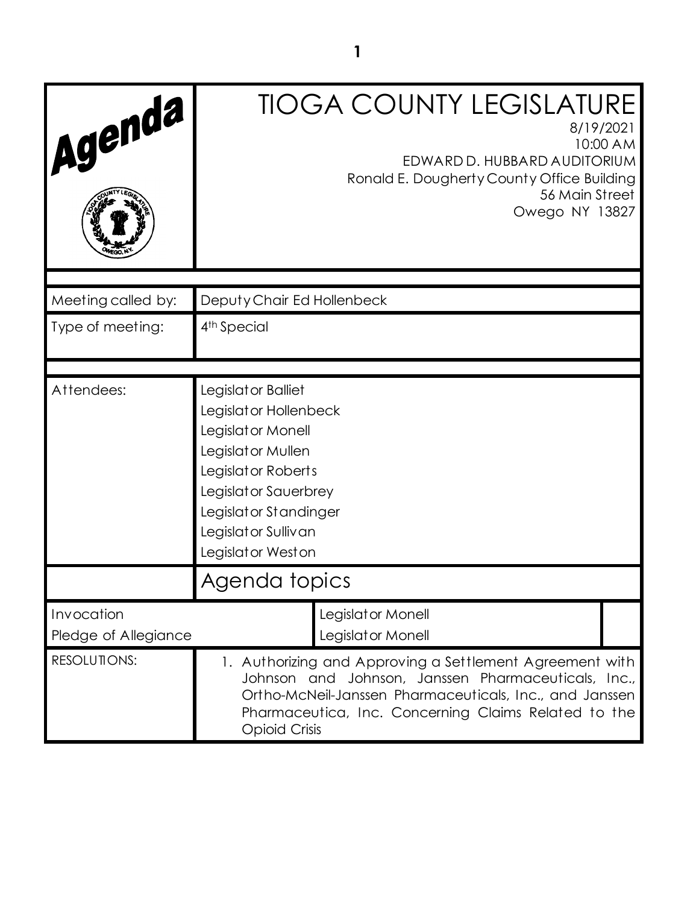# Agenda

# TIOGA COUNTY LEGISLATURE

8/19/2021
10:00 AM
EDWARD D. HUBBARD AUDITORIUM
Ronald E. Dougherty County Office Building
56 Main Street
Owego NY 13827

| | |
|---|---|
| Meeting called by: | Deputy Chair Ed Hollenbeck |
| Type of meeting: | 4th Special |

| | |
|---|---|
| Attendees: | Legislator Balliet<br>Legislator Hollenbeck<br>Legislator Monell<br>Legislator Mullen<br>Legislator Roberts<br>Legislator Sauerbrey<br>Legislator Standinger<br>Legislator Sullivan<br>Legislator Weston |

## Agenda topics

| | |
|---|---|
| Invocation | Legislator Monell |
| Pledge of Allegiance | Legislator Monell |
| RESOLUTIONS: | 1. Authorizing and Approving a Settlement Agreement with Johnson and Johnson, Janssen Pharmaceuticals, Inc., Ortho-McNeil-Janssen Pharmaceuticals, Inc., and Janssen Pharmaceutica, Inc. Concerning Claims Related to the Opioid Crisis |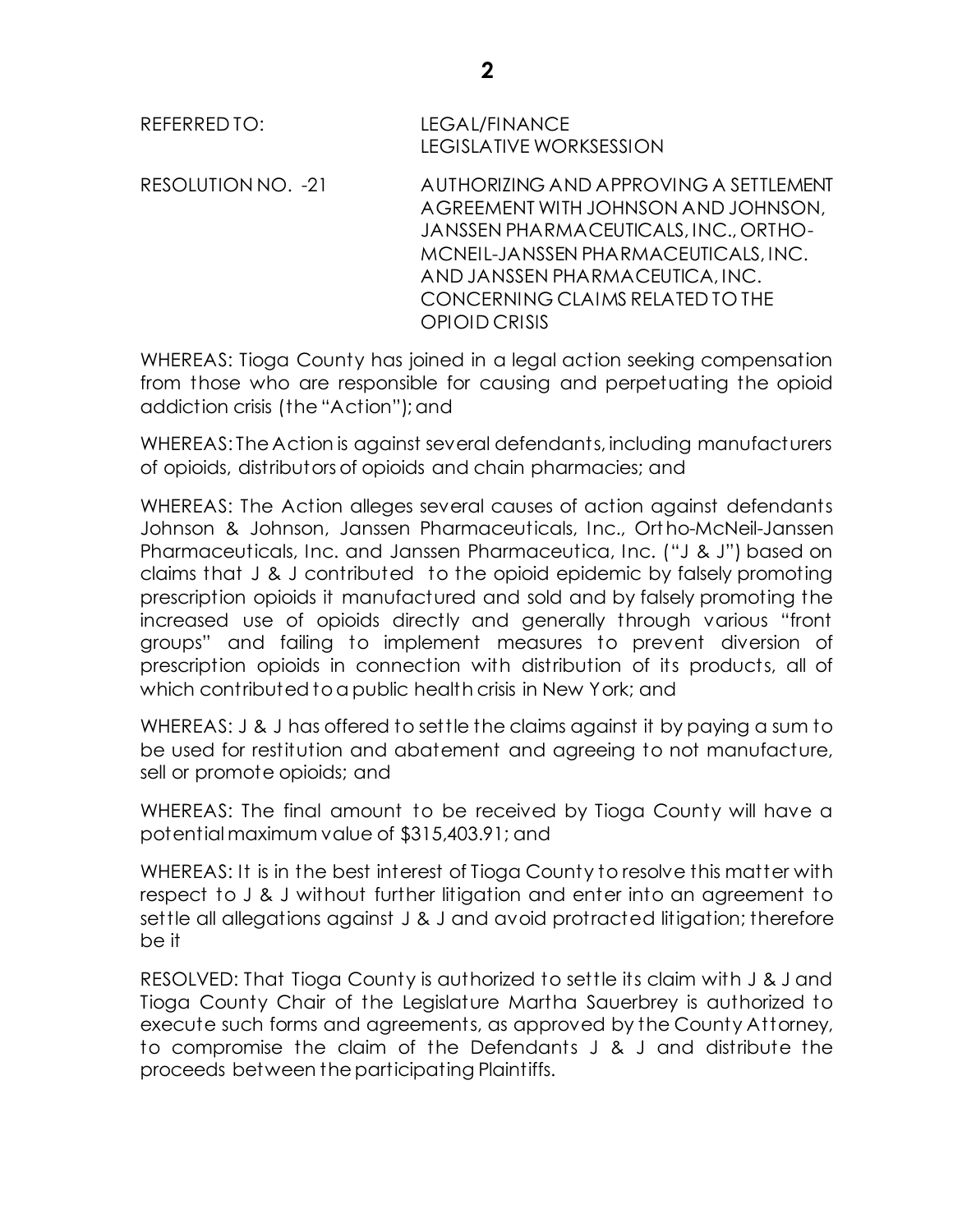REFERRED TO: LEGAL/FINANCE
LEGISLATIVE WORKSESSION

RESOLUTION NO. -21 AUTHORIZING AND APPROVING A SETTLEMENT AGREEMENT WITH JOHNSON AND JOHNSON, JANSSEN PHARMACEUTICALS, INC., ORTHO-MCNEIL-JANSSEN PHARMACEUTICALS, INC. AND JANSSEN PHARMACEUTICA, INC. CONCERNING CLAIMS RELATED TO THE OPIOID CRISIS

WHEREAS: Tioga County has joined in a legal action seeking compensation from those who are responsible for causing and perpetuating the opioid addiction crisis (the "Action"); and

WHEREAS: The Action is against several defendants, including manufacturers of opioids, distributors of opioids and chain pharmacies; and

WHEREAS: The Action alleges several causes of action against defendants Johnson & Johnson, Janssen Pharmaceuticals, Inc., Ortho-McNeil-Janssen Pharmaceuticals, Inc. and Janssen Pharmaceutica, Inc. ("J & J") based on claims that J & J contributed to the opioid epidemic by falsely promoting prescription opioids it manufactured and sold and by falsely promoting the increased use of opioids directly and generally through various "front groups" and failing to implement measures to prevent diversion of prescription opioids in connection with distribution of its products, all of which contributed to a public health crisis in New York; and

WHEREAS: J & J has offered to settle the claims against it by paying a sum to be used for restitution and abatement and agreeing to not manufacture, sell or promote opioids; and

WHEREAS: The final amount to be received by Tioga County will have a potential maximum value of $315,403.91; and

WHEREAS: It is in the best interest of Tioga County to resolve this matter with respect to J & J without further litigation and enter into an agreement to settle all allegations against J & J and avoid protracted litigation; therefore be it

RESOLVED: That Tioga County is authorized to settle its claim with J & J and Tioga County Chair of the Legislature Martha Sauerbrey is authorized to execute such forms and agreements, as approved by the County Attorney, to compromise the claim of the Defendants J & J and distribute the proceeds between the participating Plaintiffs.